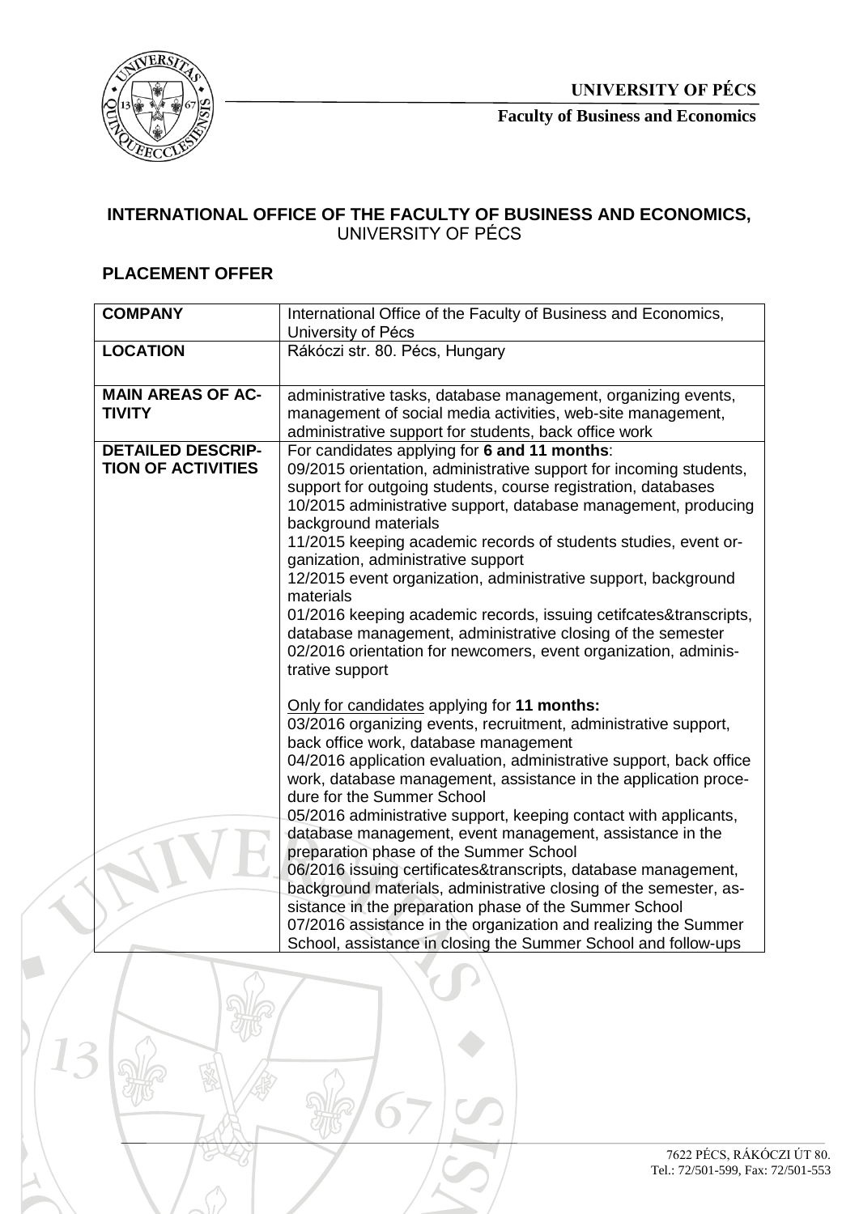**UNIVERSITY OF PÉCS**

**Faculty of Business and Economics**

## INTERNATIONAL OFFICE OF THE FACULTY OF BUSINESS AND ECONOMICS, UNIVERSITY OF PÉCS

### PLACEMENT OFFER

| **COMPANY** | International Office of the Faculty of Business and Economics, University of Pécs |
|---|---|
| **LOCATION** | Rákóczi str. 80. Pécs, Hungary |
| **MAIN AREAS OF ACTIVITY** | administrative tasks, database management, organizing events, management of social media activities, web-site management, administrative support for students, back office work |
| **DETAILED DESCRIPTION OF ACTIVITIES** | For candidates applying for **6 and 11 months**:<br>09/2015 orientation, administrative support for incoming students, support for outgoing students, course registration, databases<br>10/2015 administrative support, database management, producing background materials<br>11/2015 keeping academic records of students studies, event organization, administrative support<br>12/2015 event organization, administrative support, background materials<br>01/2016 keeping academic records, issuing cetifcates&transcripts, database management, administrative closing of the semester<br>02/2016 orientation for newcomers, event organization, administrative support<br><br>Only for candidates applying for **11 months:**<br>03/2016 organizing events, recruitment, administrative support, back office work, database management<br>04/2016 application evaluation, administrative support, back office work, database management, assistance in the application procedure for the Summer School<br>05/2016 administrative support, keeping contact with applicants, database management, event management, assistance in the preparation phase of the Summer School<br>06/2016 issuing certificates&transcripts, database management, background materials, administrative closing of the semester, assistance in the preparation phase of the Summer School<br>07/2016 assistance in the organization and realizing the Summer School, assistance in closing the Summer School and follow-ups |

7622 PÉCS, RÁKÓCZI ÚT 80.
Tel.: 72/501-599, Fax: 72/501-553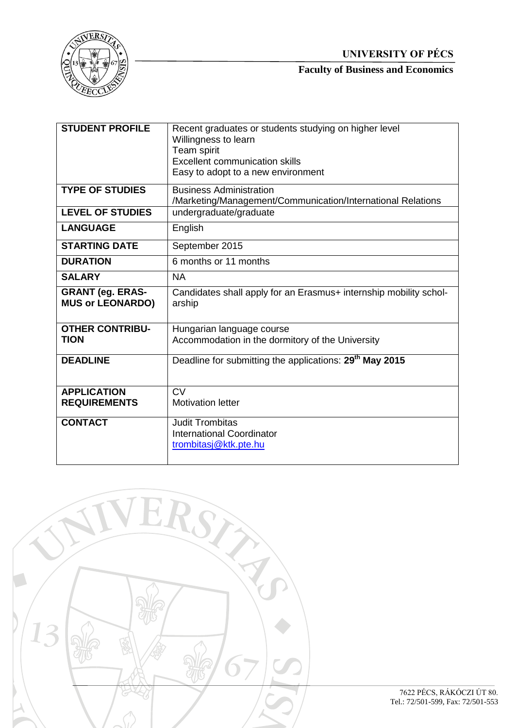| | |
|---|---|
| **STUDENT PROFILE** | Recent graduates or students studying on higher level<br>Willingness to learn<br>Team spirit<br>Excellent communication skills<br>Easy to adopt to a new environment |
| **TYPE OF STUDIES** | Business Administration<br>/Marketing/Management/Communication/International Relations |
| **LEVEL OF STUDIES** | undergraduate/graduate |
| **LANGUAGE** | English |
| **STARTING DATE** | September 2015 |
| **DURATION** | 6 months or 11 months |
| **SALARY** | NA |
| **GRANT (eg. ERASMUS or LEONARDO)** | Candidates shall apply for an Erasmus+ internship mobility scholarship |
| **OTHER CONTRIBUTION** | Hungarian language course<br>Accommodation in the dormitory of the University |
| **DEADLINE** | Deadline for submitting the applications: **29th May 2015** |
| **APPLICATION REQUIREMENTS** | CV<br>Motivation letter |
| **CONTACT** | Judit Trombitas<br>International Coordinator<br>trombitasj@ktk.pte.hu |